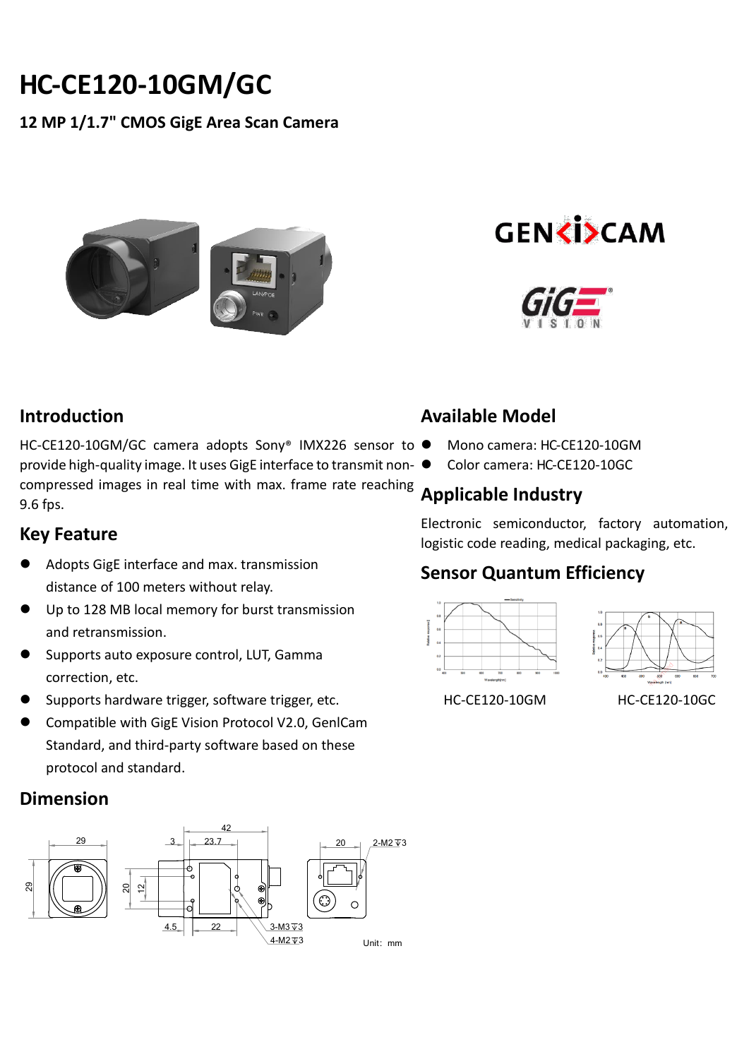# HC-CE120-10GM/GC

**12 MP 1/1.7" CMOS GigE Area Scan Camera**

## Introduction

HC-CE120-10GM/GC camera adopts Sony® IMX226 sensor to provide high-quality image. It uses GigE interface to transmit non-compressed images in real time with max. frame rate reaching 9.6 fps.

## Key Feature

- Adopts GigE interface and max. transmission distance of 100 meters without relay.
- Up to 128 MB local memory for burst transmission and retransmission.
- Supports auto exposure control, LUT, Gamma correction, etc.
- Supports hardware trigger, software trigger, etc.
- Compatible with GigE Vision Protocol V2.0, GenlCam Standard, and third-party software based on these protocol and standard.

## Available Model

- Mono camera: HC-CE120-10GM
- Color camera: HC-CE120-10GC

## Applicable Industry

Electronic semiconductor, factory automation, logistic code reading, medical packaging, etc.

## Sensor Quantum Efficiency

HC-CE120-10GM

HC-CE120-10GC

## Dimension

Unit: mm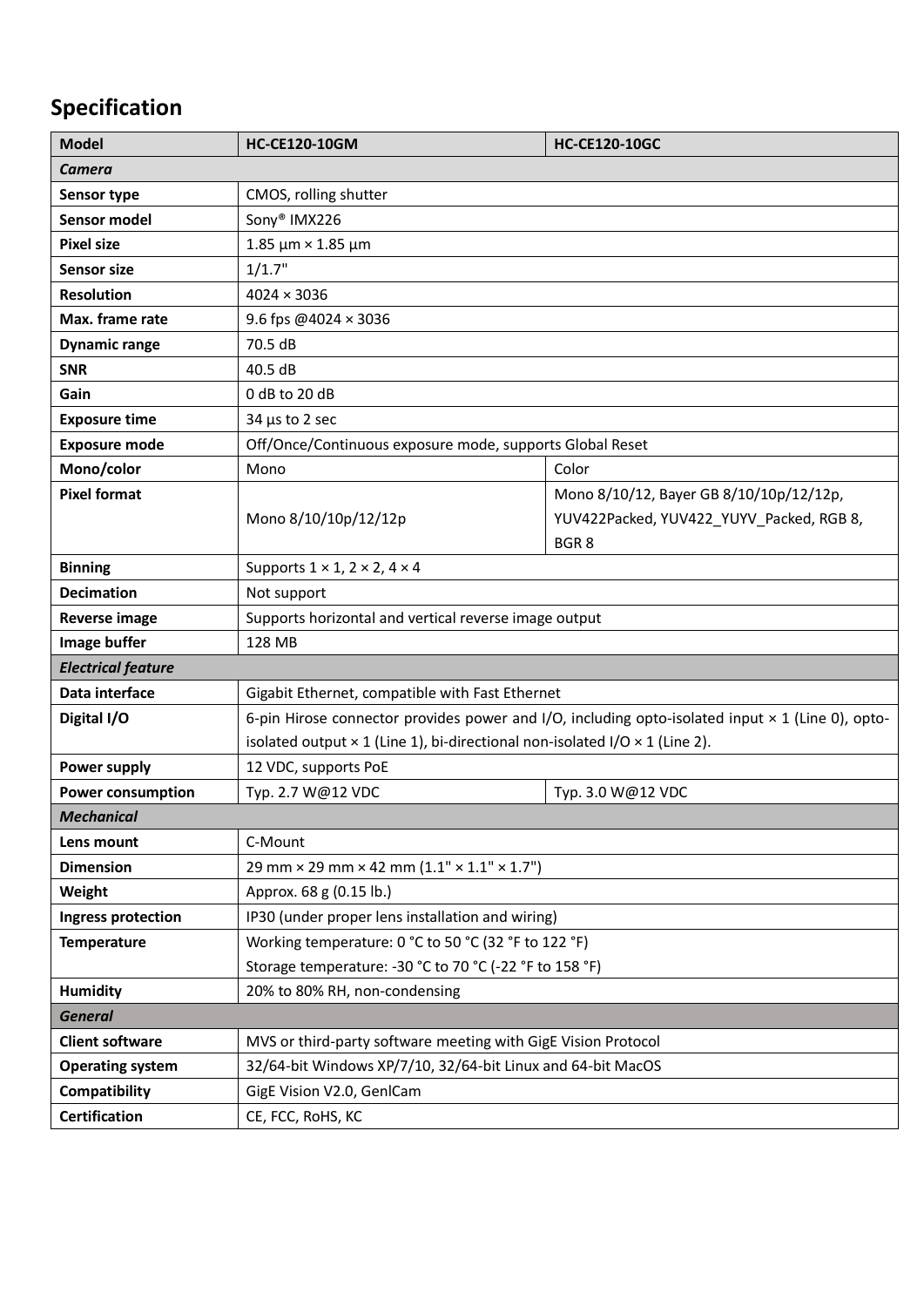## Specification

| Model | HC-CE120-10GM | HC-CE120-10GC |
|---|---|---|
| *Camera* | | |
| **Sensor type** | CMOS, rolling shutter | |
| **Sensor model** | Sony® IMX226 | |
| **Pixel size** | 1.85 µm × 1.85 µm | |
| **Sensor size** | 1/1.7" | |
| **Resolution** | 4024 × 3036 | |
| **Max. frame rate** | 9.6 fps @4024 × 3036 | |
| **Dynamic range** | 70.5 dB | |
| **SNR** | 40.5 dB | |
| **Gain** | 0 dB to 20 dB | |
| **Exposure time** | 34 µs to 2 sec | |
| **Exposure mode** | Off/Once/Continuous exposure mode, supports Global Reset | |
| **Mono/color** | Mono | Color |
| **Pixel format** | Mono 8/10/10p/12/12p | Mono 8/10/12, Bayer GB 8/10/10p/12/12p, YUV422Packed, YUV422_YUYV_Packed, RGB 8, BGR 8 |
| **Binning** | Supports 1 × 1, 2 × 2, 4 × 4 | |
| **Decimation** | Not support | |
| **Reverse image** | Supports horizontal and vertical reverse image output | |
| **Image buffer** | 128 MB | |
| *Electrical feature* | | |
| **Data interface** | Gigabit Ethernet, compatible with Fast Ethernet | |
| **Digital I/O** | 6-pin Hirose connector provides power and I/O, including opto-isolated input × 1 (Line 0), opto-isolated output × 1 (Line 1), bi-directional non-isolated I/O × 1 (Line 2). | |
| **Power supply** | 12 VDC, supports PoE | |
| **Power consumption** | Typ. 2.7 W@12 VDC | Typ. 3.0 W@12 VDC |
| *Mechanical* | | |
| **Lens mount** | C-Mount | |
| **Dimension** | 29 mm × 29 mm × 42 mm (1.1" × 1.1" × 1.7") | |
| **Weight** | Approx. 68 g (0.15 lb.) | |
| **Ingress protection** | IP30 (under proper lens installation and wiring) | |
| **Temperature** | Working temperature: 0 °C to 50 °C (32 °F to 122 °F)<br>Storage temperature: -30 °C to 70 °C (-22 °F to 158 °F) | |
| **Humidity** | 20% to 80% RH, non-condensing | |
| *General* | | |
| **Client software** | MVS or third-party software meeting with GigE Vision Protocol | |
| **Operating system** | 32/64-bit Windows XP/7/10, 32/64-bit Linux and 64-bit MacOS | |
| **Compatibility** | GigE Vision V2.0, GenlCam | |
| **Certification** | CE, FCC, RoHS, KC | |